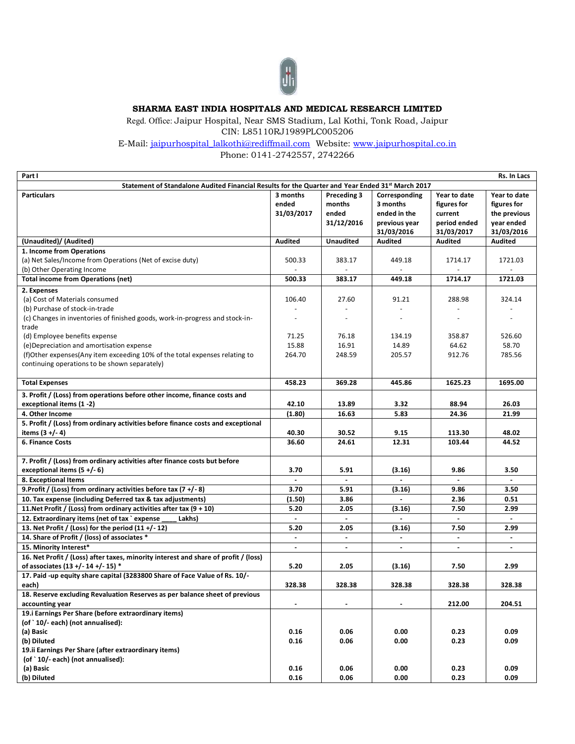**SHARMA EAST INDIA HOSPITALS AND MEDICAL RESEARCH LIMITED**

Regd. Office: Jaipur Hospital, Near SMS Stadium, Lal Kothi, Tonk Road, Jaipur

CIN: L85110RJ1989PLC005206

E-Mail: jaipurhospital_lalkothi@rediffmail.com Website: www.jaipurhospital.co.in

Phone: 0141-2742557, 2742266

| Part I | | | | | Rs. In Lacs |
|---|---|---|---|---|---|
| **Statement of Standalone Audited Financial Results for the Quarter and Year Ended 31st March 2017** | | | | | |
| **Particulars** | **3 months ended 31/03/2017** | **Preceding 3 months ended 31/12/2016** | **Corresponding 3 months ended in the previous year 31/03/2016** | **Year to date figures for current period ended 31/03/2017** | **Year to date figures for the previous year ended 31/03/2016** |
| **(Unaudited)/ (Audited)** | **Audited** | **Unaudited** | **Audited** | **Audited** | **Audited** |
| **1. Income from Operations** | | | | | |
| (a) Net Sales/Income from Operations (Net of excise duty) | 500.33 | 383.17 | 449.18 | 1714.17 | 1721.03 |
| (b) Other Operating Income | - | - | - | - | - |
| **Total income from Operations (net)** | **500.33** | **383.17** | **449.18** | **1714.17** | **1721.03** |
| **2. Expenses** | | | | | |
| (a) Cost of Materials consumed | 106.40 | 27.60 | 91.21 | 288.98 | 324.14 |
| (b) Purchase of stock-in-trade | - | - | - | - | - |
| (c) Changes in inventories of finished goods, work-in-progress and stock-in-trade | - | - | - | - | - |
| (d) Employee benefits expense | 71.25 | 76.18 | 134.19 | 358.87 | 526.60 |
| (e)Depreciation and amortisation expense | 15.88 | 16.91 | 14.89 | 64.62 | 58.70 |
| (f)Other expenses(Any item exceeding 10% of the total expenses relating to continuing operations to be shown separately) | 264.70 | 248.59 | 205.57 | 912.76 | 785.56 |
| **Total Expenses** | **458.23** | **369.28** | **445.86** | **1625.23** | **1695.00** |
| **3. Profit / (Loss) from operations before other income, finance costs and exceptional items (1 -2)** | **42.10** | **13.89** | **3.32** | **88.94** | **26.03** |
| **4. Other Income** | **(1.80)** | **16.63** | **5.83** | **24.36** | **21.99** |
| **5. Profit / (Loss) from ordinary activities before finance costs and exceptional items (3 +/- 4)** | **40.30** | **30.52** | **9.15** | **113.30** | **48.02** |
| **6. Finance Costs** | **36.60** | **24.61** | **12.31** | **103.44** | **44.52** |
| **7. Profit / (Loss) from ordinary activities after finance costs but before exceptional items (5 +/- 6)** | **3.70** | **5.91** | **(3.16)** | **9.86** | **3.50** |
| **8. Exceptional Items** | - | - | - | - | - |
| **9.Profit / (Loss) from ordinary activities before tax (7 +/- 8)** | **3.70** | **5.91** | **(3.16)** | **9.86** | **3.50** |
| **10. Tax expense (including Deferred tax & tax adjustments)** | **(1.50)** | **3.86** | - | **2.36** | **0.51** |
| **11.Net Profit / (Loss) from ordinary activities after tax (9 + 10)** | **5.20** | **2.05** | **(3.16)** | **7.50** | **2.99** |
| **12. Extraordinary items (net of tax ` expense ____ Lakhs)** | - | - | - | - | - |
| **13. Net Profit / (Loss) for the period (11 +/- 12)** | **5.20** | **2.05** | **(3.16)** | **7.50** | **2.99** |
| **14. Share of Profit / (loss) of associates *** | - | - | - | - | - |
| **15. Minority Interest*** | - | - | - | - | - |
| **16. Net Profit / (Loss) after taxes, minority interest and share of profit / (loss) of associates (13 +/- 14 +/- 15) *** | **5.20** | **2.05** | **(3.16)** | **7.50** | **2.99** |
| **17. Paid -up equity share capital (3283800 Share of Face Value of Rs. 10/- each)** | **328.38** | **328.38** | **328.38** | **328.38** | **328.38** |
| **18. Reserve excluding Revaluation Reserves as per balance sheet of previous accounting year** | - | - | - | **212.00** | **204.51** |
| **19.i Earnings Per Share (before extraordinary items) (of ` 10/- each) (not annualised):** | | | | | |
| **(a) Basic** | **0.16** | **0.06** | **0.00** | **0.23** | **0.09** |
| **(b) Diluted** | **0.16** | **0.06** | **0.00** | **0.23** | **0.09** |
| **19.ii Earnings Per Share (after extraordinary items) (of ` 10/- each) (not annualised):** | | | | | |
| **(a) Basic** | **0.16** | **0.06** | **0.00** | **0.23** | **0.09** |
| **(b) Diluted** | **0.16** | **0.06** | **0.00** | **0.23** | **0.09** |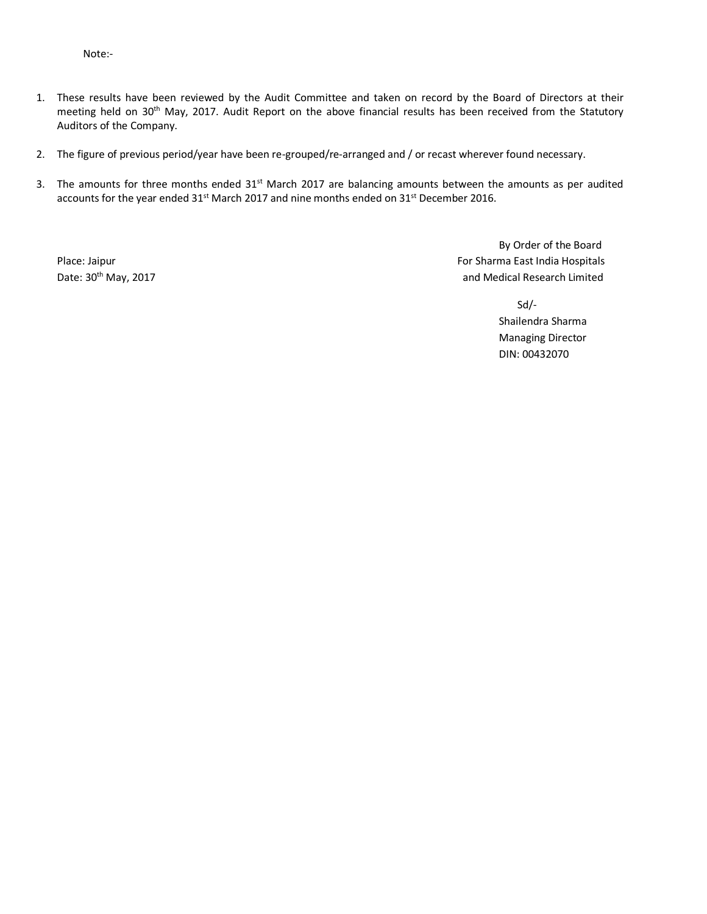Note:-

1. These results have been reviewed by the Audit Committee and taken on record by the Board of Directors at their meeting held on 30th May, 2017. Audit Report on the above financial results has been received from the Statutory Auditors of the Company.

2. The figure of previous period/year have been re-grouped/re-arranged and / or recast wherever found necessary.

3. The amounts for three months ended 31st March 2017 are balancing amounts between the amounts as per audited accounts for the year ended 31st March 2017 and nine months ended on 31st December 2016.

By Order of the Board
For Sharma East India Hospitals
and Medical Research Limited

Place: Jaipur
Date: 30th May, 2017

Sd/-
Shailendra Sharma
Managing Director
DIN: 00432070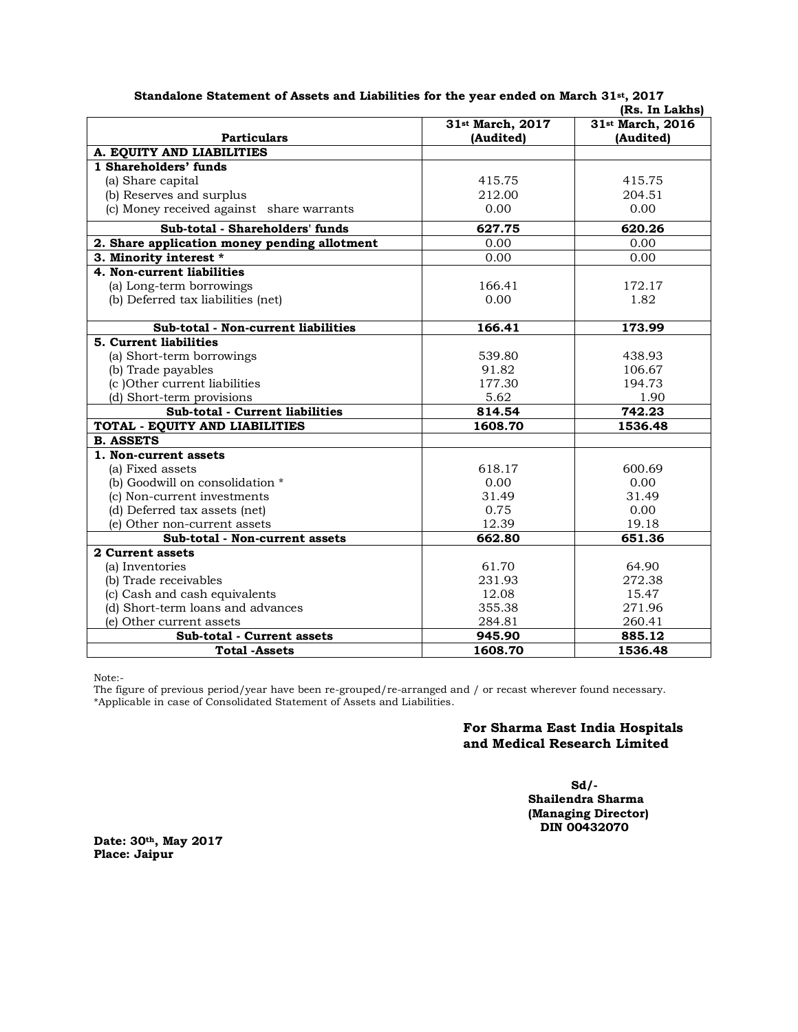**Standalone Statement of Assets and Liabilities for the year ended on March 31st, 2017**

(Rs. In Lakhs)

| Particulars | 31st March, 2017 (Audited) | 31st March, 2016 (Audited) |
|---|---|---|
| **A. EQUITY AND LIABILITIES** | | |
| **1 Shareholders' funds** | | |
| (a) Share capital | 415.75 | 415.75 |
| (b) Reserves and surplus | 212.00 | 204.51 |
| (c) Money received against share warrants | 0.00 | 0.00 |
| **Sub-total - Shareholders' funds** | **627.75** | **620.26** |
| **2. Share application money pending allotment** | 0.00 | 0.00 |
| **3. Minority interest *** | 0.00 | 0.00 |
| **4. Non-current liabilities** | | |
| (a) Long-term borrowings | 166.41 | 172.17 |
| (b) Deferred tax liabilities (net) | 0.00 | 1.82 |
| **Sub-total - Non-current liabilities** | **166.41** | **173.99** |
| **5. Current liabilities** | | |
| (a) Short-term borrowings | 539.80 | 438.93 |
| (b) Trade payables | 91.82 | 106.67 |
| (c )Other current liabilities | 177.30 | 194.73 |
| (d) Short-term provisions | 5.62 | 1.90 |
| **Sub-total - Current liabilities** | **814.54** | **742.23** |
| **TOTAL - EQUITY AND LIABILITIES** | **1608.70** | **1536.48** |
| **B. ASSETS** | | |
| **1. Non-current assets** | | |
| (a) Fixed assets | 618.17 | 600.69 |
| (b) Goodwill on consolidation * | 0.00 | 0.00 |
| (c) Non-current investments | 31.49 | 31.49 |
| (d) Deferred tax assets (net) | 0.75 | 0.00 |
| (e) Other non-current assets | 12.39 | 19.18 |
| **Sub-total - Non-current assets** | **662.80** | **651.36** |
| **2 Current assets** | | |
| (a) Inventories | 61.70 | 64.90 |
| (b) Trade receivables | 231.93 | 272.38 |
| (c) Cash and cash equivalents | 12.08 | 15.47 |
| (d) Short-term loans and advances | 355.38 | 271.96 |
| (e) Other current assets | 284.81 | 260.41 |
| **Sub-total - Current assets** | **945.90** | **885.12** |
| **Total -Assets** | **1608.70** | **1536.48** |

Note:-
The figure of previous period/year have been re-grouped/re-arranged and / or recast wherever found necessary.
*Applicable in case of Consolidated Statement of Assets and Liabilities.

**For Sharma East India Hospitals and Medical Research Limited**

**Sd/-**
**Shailendra Sharma**
**(Managing Director)**
**DIN 00432070**

**Date: 30th, May 2017**
**Place: Jaipur**